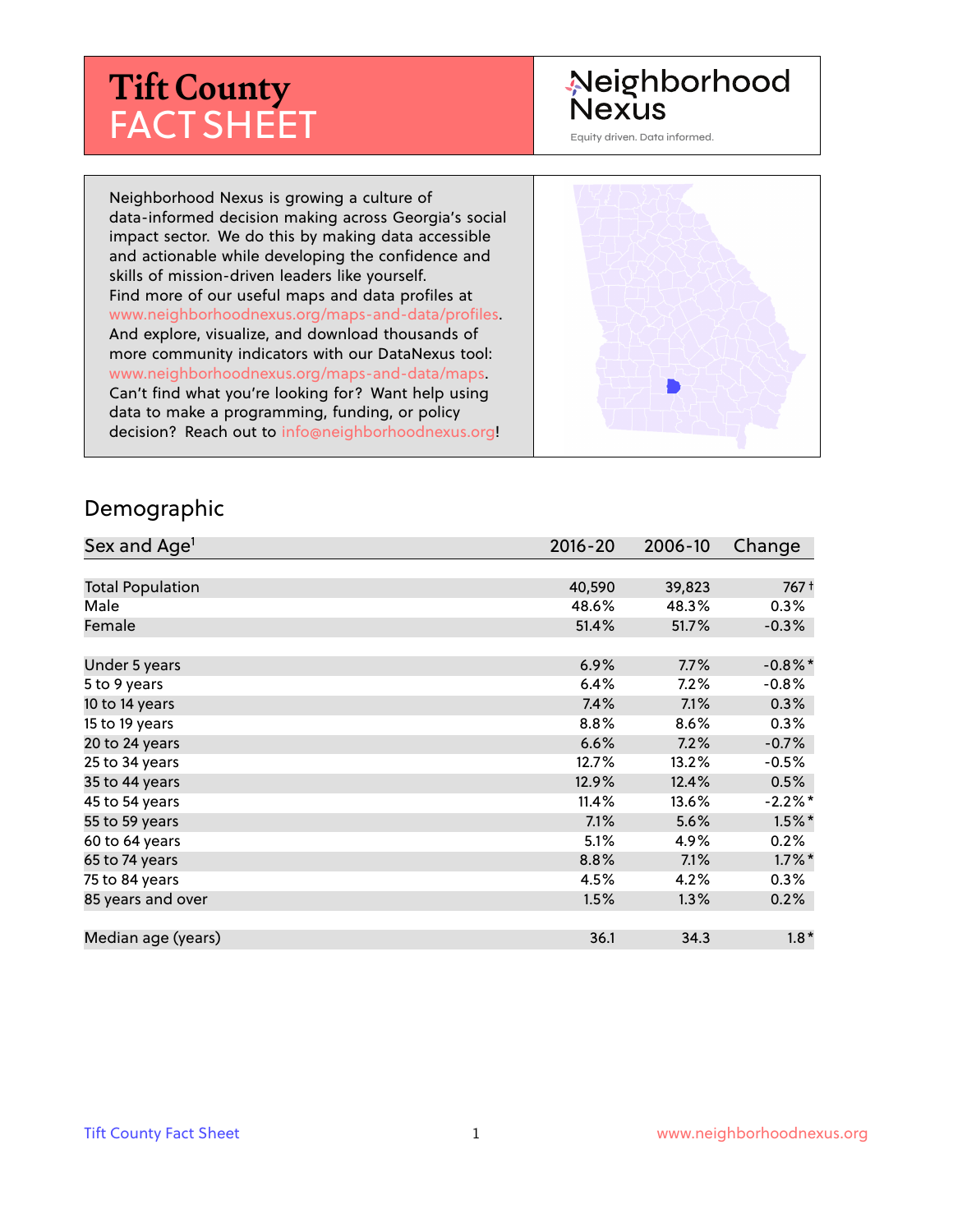# Tift County
# FACT SHEET

Neighborhood Nexus

Equity driven. Data informed.

Neighborhood Nexus is growing a culture of data-informed decision making across Georgia's social impact sector. We do this by making data accessible and actionable while developing the confidence and skills of mission-driven leaders like yourself. Find more of our useful maps and data profiles at www.neighborhoodnexus.org/maps-and-data/profiles. And explore, visualize, and download thousands of more community indicators with our DataNexus tool: www.neighborhoodnexus.org/maps-and-data/maps. Can't find what you're looking for? Want help using data to make a programming, funding, or policy decision? Reach out to info@neighborhoodnexus.org!

## Demographic

| Sex and Age[1] | 2016-20 | 2006-10 | Change |
|---|---|---|---|
| Total Population | 40,590 | 39,823 | 767 † |
| Male | 48.6% | 48.3% | 0.3% |
| Female | 51.4% | 51.7% | -0.3% |
| Under 5 years | 6.9% | 7.7% | -0.8% * |
| 5 to 9 years | 6.4% | 7.2% | -0.8% |
| 10 to 14 years | 7.4% | 7.1% | 0.3% |
| 15 to 19 years | 8.8% | 8.6% | 0.3% |
| 20 to 24 years | 6.6% | 7.2% | -0.7% |
| 25 to 34 years | 12.7% | 13.2% | -0.5% |
| 35 to 44 years | 12.9% | 12.4% | 0.5% |
| 45 to 54 years | 11.4% | 13.6% | -2.2% * |
| 55 to 59 years | 7.1% | 5.6% | 1.5% * |
| 60 to 64 years | 5.1% | 4.9% | 0.2% |
| 65 to 74 years | 8.8% | 7.1% | 1.7% * |
| 75 to 84 years | 4.5% | 4.2% | 0.3% |
| 85 years and over | 1.5% | 1.3% | 0.2% |
| Median age (years) | 36.1 | 34.3 | 1.8 * |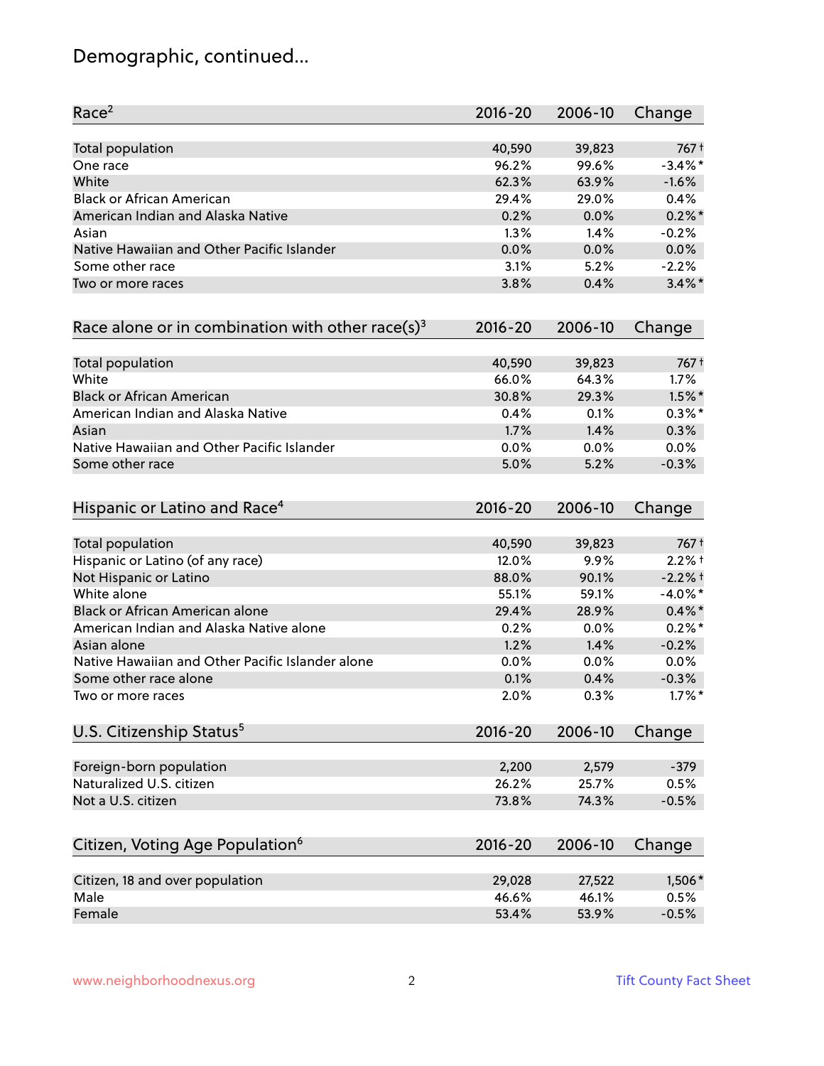# Demographic, continued...

| Race[2] | 2016-20 | 2006-10 | Change |
|---|---|---|---|
| Total population | 40,590 | 39,823 | 767 † |
| One race | 96.2% | 99.6% | -3.4% * |
| White | 62.3% | 63.9% | -1.6% |
| Black or African American | 29.4% | 29.0% | 0.4% |
| American Indian and Alaska Native | 0.2% | 0.0% | 0.2% * |
| Asian | 1.3% | 1.4% | -0.2% |
| Native Hawaiian and Other Pacific Islander | 0.0% | 0.0% | 0.0% |
| Some other race | 3.1% | 5.2% | -2.2% |
| Two or more races | 3.8% | 0.4% | 3.4% * |

| Race alone or in combination with other race(s)[3] | 2016-20 | 2006-10 | Change |
|---|---|---|---|
| Total population | 40,590 | 39,823 | 767 † |
| White | 66.0% | 64.3% | 1.7% |
| Black or African American | 30.8% | 29.3% | 1.5% * |
| American Indian and Alaska Native | 0.4% | 0.1% | 0.3% * |
| Asian | 1.7% | 1.4% | 0.3% |
| Native Hawaiian and Other Pacific Islander | 0.0% | 0.0% | 0.0% |
| Some other race | 5.0% | 5.2% | -0.3% |

| Hispanic or Latino and Race[4] | 2016-20 | 2006-10 | Change |
|---|---|---|---|
| Total population | 40,590 | 39,823 | 767 † |
| Hispanic or Latino (of any race) | 12.0% | 9.9% | 2.2% † |
| Not Hispanic or Latino | 88.0% | 90.1% | -2.2% † |
| White alone | 55.1% | 59.1% | -4.0% * |
| Black or African American alone | 29.4% | 28.9% | 0.4% * |
| American Indian and Alaska Native alone | 0.2% | 0.0% | 0.2% * |
| Asian alone | 1.2% | 1.4% | -0.2% |
| Native Hawaiian and Other Pacific Islander alone | 0.0% | 0.0% | 0.0% |
| Some other race alone | 0.1% | 0.4% | -0.3% |
| Two or more races | 2.0% | 0.3% | 1.7% * |

| U.S. Citizenship Status[5] | 2016-20 | 2006-10 | Change |
|---|---|---|---|
| Foreign-born population | 2,200 | 2,579 | -379 |
| Naturalized U.S. citizen | 26.2% | 25.7% | 0.5% |
| Not a U.S. citizen | 73.8% | 74.3% | -0.5% |

| Citizen, Voting Age Population[6] | 2016-20 | 2006-10 | Change |
|---|---|---|---|
| Citizen, 18 and over population | 29,028 | 27,522 | 1,506 * |
| Male | 46.6% | 46.1% | 0.5% |
| Female | 53.4% | 53.9% | -0.5% |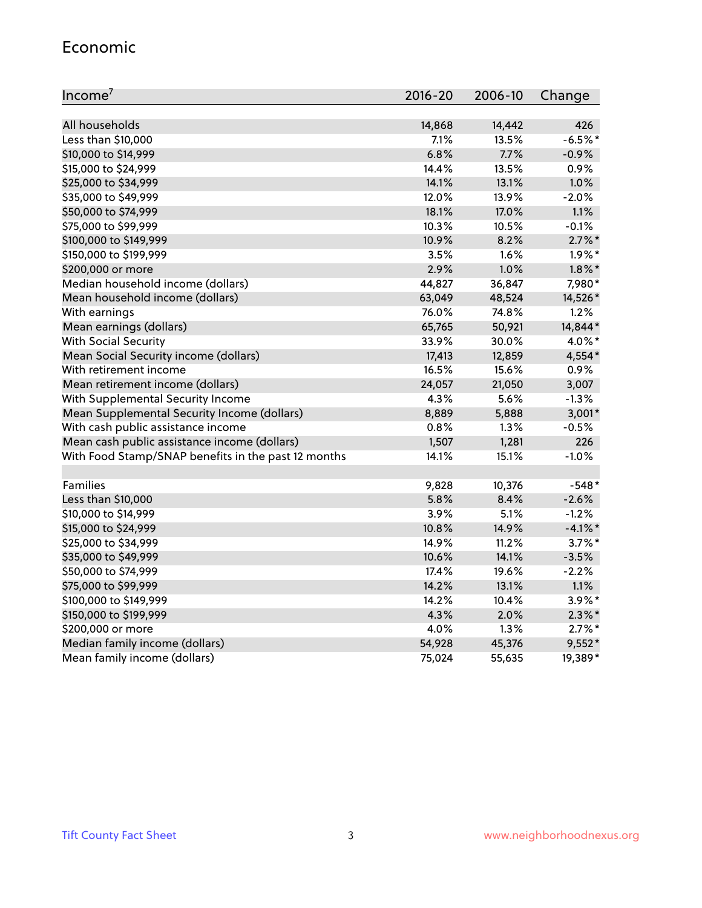## Economic

| Income[7] | 2016-20 | 2006-10 | Change |
|---|---|---|---|
| All households | 14,868 | 14,442 | 426 |
| Less than $10,000 | 7.1% | 13.5% | -6.5%* |
| $10,000 to $14,999 | 6.8% | 7.7% | -0.9% |
| $15,000 to $24,999 | 14.4% | 13.5% | 0.9% |
| $25,000 to $34,999 | 14.1% | 13.1% | 1.0% |
| $35,000 to $49,999 | 12.0% | 13.9% | -2.0% |
| $50,000 to $74,999 | 18.1% | 17.0% | 1.1% |
| $75,000 to $99,999 | 10.3% | 10.5% | -0.1% |
| $100,000 to $149,999 | 10.9% | 8.2% | 2.7%* |
| $150,000 to $199,999 | 3.5% | 1.6% | 1.9%* |
| $200,000 or more | 2.9% | 1.0% | 1.8%* |
| Median household income (dollars) | 44,827 | 36,847 | 7,980* |
| Mean household income (dollars) | 63,049 | 48,524 | 14,526* |
| With earnings | 76.0% | 74.8% | 1.2% |
| Mean earnings (dollars) | 65,765 | 50,921 | 14,844* |
| With Social Security | 33.9% | 30.0% | 4.0%* |
| Mean Social Security income (dollars) | 17,413 | 12,859 | 4,554* |
| With retirement income | 16.5% | 15.6% | 0.9% |
| Mean retirement income (dollars) | 24,057 | 21,050 | 3,007 |
| With Supplemental Security Income | 4.3% | 5.6% | -1.3% |
| Mean Supplemental Security Income (dollars) | 8,889 | 5,888 | 3,001* |
| With cash public assistance income | 0.8% | 1.3% | -0.5% |
| Mean cash public assistance income (dollars) | 1,507 | 1,281 | 226 |
| With Food Stamp/SNAP benefits in the past 12 months | 14.1% | 15.1% | -1.0% |
| | | | |
| Families | 9,828 | 10,376 | -548* |
| Less than $10,000 | 5.8% | 8.4% | -2.6% |
| $10,000 to $14,999 | 3.9% | 5.1% | -1.2% |
| $15,000 to $24,999 | 10.8% | 14.9% | -4.1%* |
| $25,000 to $34,999 | 14.9% | 11.2% | 3.7%* |
| $35,000 to $49,999 | 10.6% | 14.1% | -3.5% |
| $50,000 to $74,999 | 17.4% | 19.6% | -2.2% |
| $75,000 to $99,999 | 14.2% | 13.1% | 1.1% |
| $100,000 to $149,999 | 14.2% | 10.4% | 3.9%* |
| $150,000 to $199,999 | 4.3% | 2.0% | 2.3%* |
| $200,000 or more | 4.0% | 1.3% | 2.7%* |
| Median family income (dollars) | 54,928 | 45,376 | 9,552* |
| Mean family income (dollars) | 75,024 | 55,635 | 19,389* |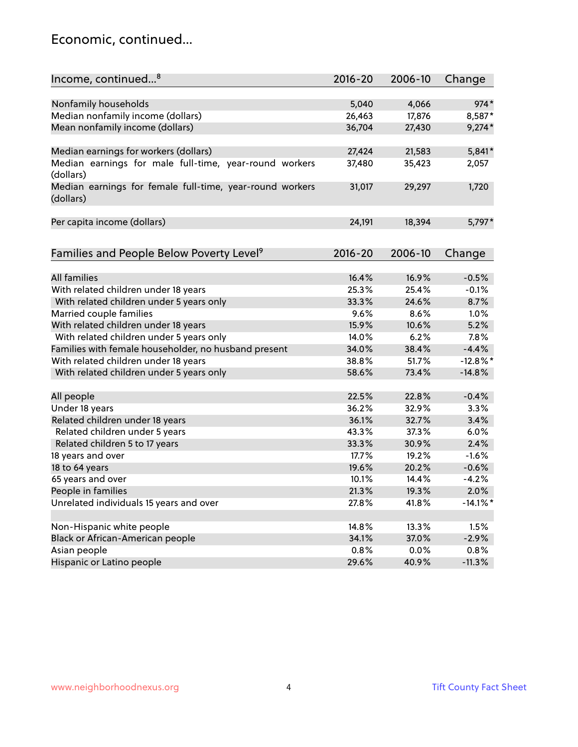## Economic, continued...

| Income, continued...[8] | 2016-20 | 2006-10 | Change |
|---|---|---|---|
| Nonfamily households | 5,040 | 4,066 | 974* |
| Median nonfamily income (dollars) | 26,463 | 17,876 | 8,587* |
| Mean nonfamily income (dollars) | 36,704 | 27,430 | 9,274* |
| Median earnings for workers (dollars) | 27,424 | 21,583 | 5,841* |
| Median earnings for male full-time, year-round workers (dollars) | 37,480 | 35,423 | 2,057 |
| Median earnings for female full-time, year-round workers (dollars) | 31,017 | 29,297 | 1,720 |
| Per capita income (dollars) | 24,191 | 18,394 | 5,797* |

| Families and People Below Poverty Level[9] | 2016-20 | 2006-10 | Change |
|---|---|---|---|
| All families | 16.4% | 16.9% | -0.5% |
| With related children under 18 years | 25.3% | 25.4% | -0.1% |
| With related children under 5 years only | 33.3% | 24.6% | 8.7% |
| Married couple families | 9.6% | 8.6% | 1.0% |
| With related children under 18 years | 15.9% | 10.6% | 5.2% |
| With related children under 5 years only | 14.0% | 6.2% | 7.8% |
| Families with female householder, no husband present | 34.0% | 38.4% | -4.4% |
| With related children under 18 years | 38.8% | 51.7% | -12.8%* |
| With related children under 5 years only | 58.6% | 73.4% | -14.8% |
| All people | 22.5% | 22.8% | -0.4% |
| Under 18 years | 36.2% | 32.9% | 3.3% |
| Related children under 18 years | 36.1% | 32.7% | 3.4% |
| Related children under 5 years | 43.3% | 37.3% | 6.0% |
| Related children 5 to 17 years | 33.3% | 30.9% | 2.4% |
| 18 years and over | 17.7% | 19.2% | -1.6% |
| 18 to 64 years | 19.6% | 20.2% | -0.6% |
| 65 years and over | 10.1% | 14.4% | -4.2% |
| People in families | 21.3% | 19.3% | 2.0% |
| Unrelated individuals 15 years and over | 27.8% | 41.8% | -14.1%* |
| Non-Hispanic white people | 14.8% | 13.3% | 1.5% |
| Black or African-American people | 34.1% | 37.0% | -2.9% |
| Asian people | 0.8% | 0.0% | 0.8% |
| Hispanic or Latino people | 29.6% | 40.9% | -11.3% |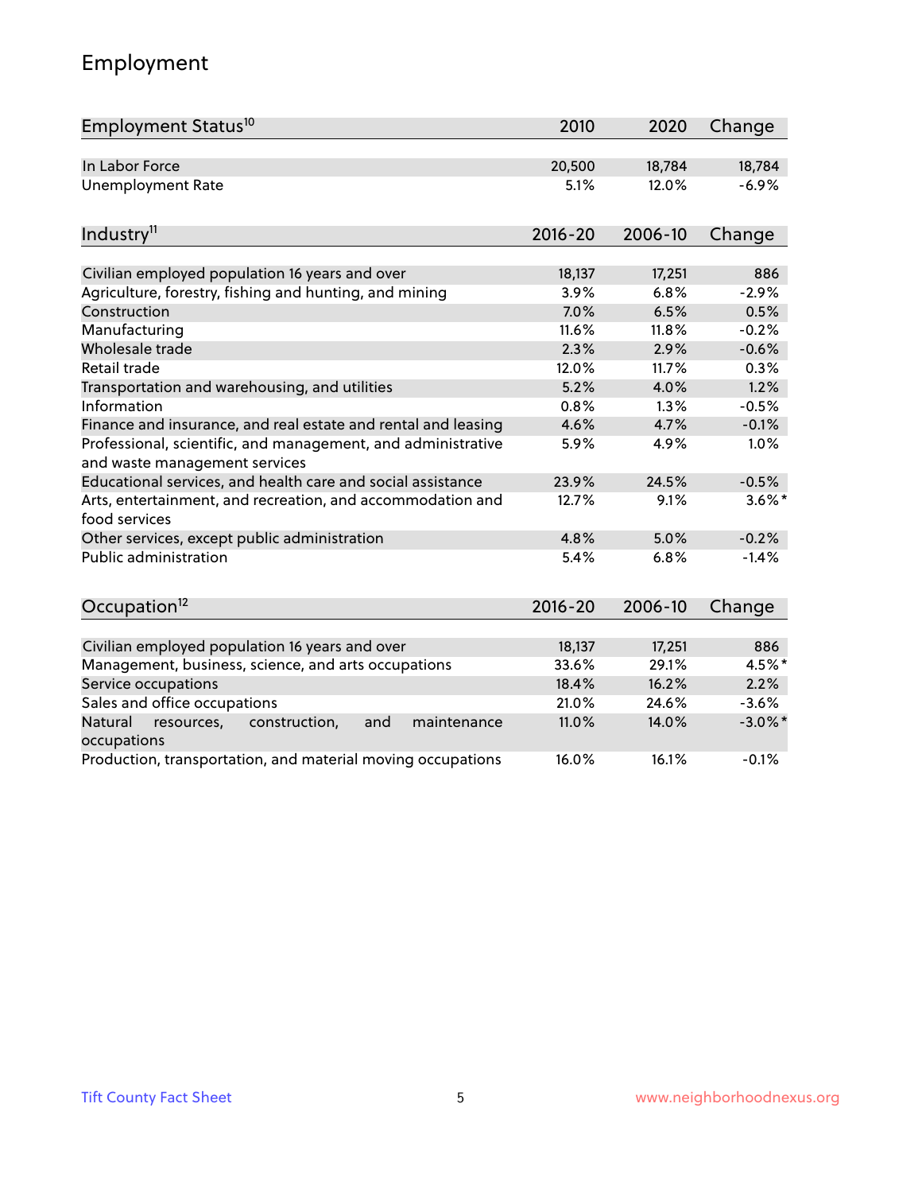# Employment

| Employment Status[10] | 2010 | 2020 | Change |
|---|---|---|---|
| In Labor Force | 20,500 | 18,784 | 18,784 |
| Unemployment Rate | 5.1% | 12.0% | -6.9% |

| Industry[11] | 2016-20 | 2006-10 | Change |
|---|---|---|---|
| Civilian employed population 16 years and over | 18,137 | 17,251 | 886 |
| Agriculture, forestry, fishing and hunting, and mining | 3.9% | 6.8% | -2.9% |
| Construction | 7.0% | 6.5% | 0.5% |
| Manufacturing | 11.6% | 11.8% | -0.2% |
| Wholesale trade | 2.3% | 2.9% | -0.6% |
| Retail trade | 12.0% | 11.7% | 0.3% |
| Transportation and warehousing, and utilities | 5.2% | 4.0% | 1.2% |
| Information | 0.8% | 1.3% | -0.5% |
| Finance and insurance, and real estate and rental and leasing | 4.6% | 4.7% | -0.1% |
| Professional, scientific, and management, and administrative and waste management services | 5.9% | 4.9% | 1.0% |
| Educational services, and health care and social assistance | 23.9% | 24.5% | -0.5% |
| Arts, entertainment, and recreation, and accommodation and food services | 12.7% | 9.1% | 3.6%* |
| Other services, except public administration | 4.8% | 5.0% | -0.2% |
| Public administration | 5.4% | 6.8% | -1.4% |

| Occupation[12] | 2016-20 | 2006-10 | Change |
|---|---|---|---|
| Civilian employed population 16 years and over | 18,137 | 17,251 | 886 |
| Management, business, science, and arts occupations | 33.6% | 29.1% | 4.5%* |
| Service occupations | 18.4% | 16.2% | 2.2% |
| Sales and office occupations | 21.0% | 24.6% | -3.6% |
| Natural resources, construction, and maintenance occupations | 11.0% | 14.0% | -3.0%* |
| Production, transportation, and material moving occupations | 16.0% | 16.1% | -0.1% |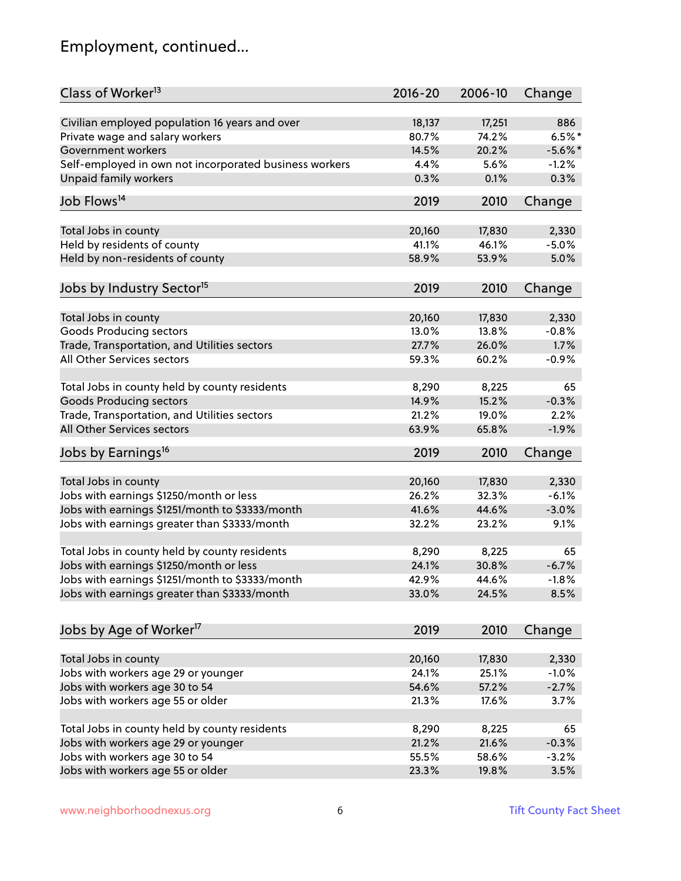# Employment, continued...

| Class of Worker[13] | 2016-20 | 2006-10 | Change |
|---|---|---|---|
| Civilian employed population 16 years and over | 18,137 | 17,251 | 886 |
| Private wage and salary workers | 80.7% | 74.2% | 6.5%* |
| Government workers | 14.5% | 20.2% | -5.6%* |
| Self-employed in own not incorporated business workers | 4.4% | 5.6% | -1.2% |
| Unpaid family workers | 0.3% | 0.1% | 0.3% |

| Job Flows[14] | 2019 | 2010 | Change |
|---|---|---|---|
| Total Jobs in county | 20,160 | 17,830 | 2,330 |
| Held by residents of county | 41.1% | 46.1% | -5.0% |
| Held by non-residents of county | 58.9% | 53.9% | 5.0% |

| Jobs by Industry Sector[15] | 2019 | 2010 | Change |
|---|---|---|---|
| Total Jobs in county | 20,160 | 17,830 | 2,330 |
| Goods Producing sectors | 13.0% | 13.8% | -0.8% |
| Trade, Transportation, and Utilities sectors | 27.7% | 26.0% | 1.7% |
| All Other Services sectors | 59.3% | 60.2% | -0.9% |
| | | | |
| Total Jobs in county held by county residents | 8,290 | 8,225 | 65 |
| Goods Producing sectors | 14.9% | 15.2% | -0.3% |
| Trade, Transportation, and Utilities sectors | 21.2% | 19.0% | 2.2% |
| All Other Services sectors | 63.9% | 65.8% | -1.9% |

| Jobs by Earnings[16] | 2019 | 2010 | Change |
|---|---|---|---|
| Total Jobs in county | 20,160 | 17,830 | 2,330 |
| Jobs with earnings $1250/month or less | 26.2% | 32.3% | -6.1% |
| Jobs with earnings $1251/month to $3333/month | 41.6% | 44.6% | -3.0% |
| Jobs with earnings greater than $3333/month | 32.2% | 23.2% | 9.1% |
| | | | |
| Total Jobs in county held by county residents | 8,290 | 8,225 | 65 |
| Jobs with earnings $1250/month or less | 24.1% | 30.8% | -6.7% |
| Jobs with earnings $1251/month to $3333/month | 42.9% | 44.6% | -1.8% |
| Jobs with earnings greater than $3333/month | 33.0% | 24.5% | 8.5% |

| Jobs by Age of Worker[17] | 2019 | 2010 | Change |
|---|---|---|---|
| Total Jobs in county | 20,160 | 17,830 | 2,330 |
| Jobs with workers age 29 or younger | 24.1% | 25.1% | -1.0% |
| Jobs with workers age 30 to 54 | 54.6% | 57.2% | -2.7% |
| Jobs with workers age 55 or older | 21.3% | 17.6% | 3.7% |
| | | | |
| Total Jobs in county held by county residents | 8,290 | 8,225 | 65 |
| Jobs with workers age 29 or younger | 21.2% | 21.6% | -0.3% |
| Jobs with workers age 30 to 54 | 55.5% | 58.6% | -3.2% |
| Jobs with workers age 55 or older | 23.3% | 19.8% | 3.5% |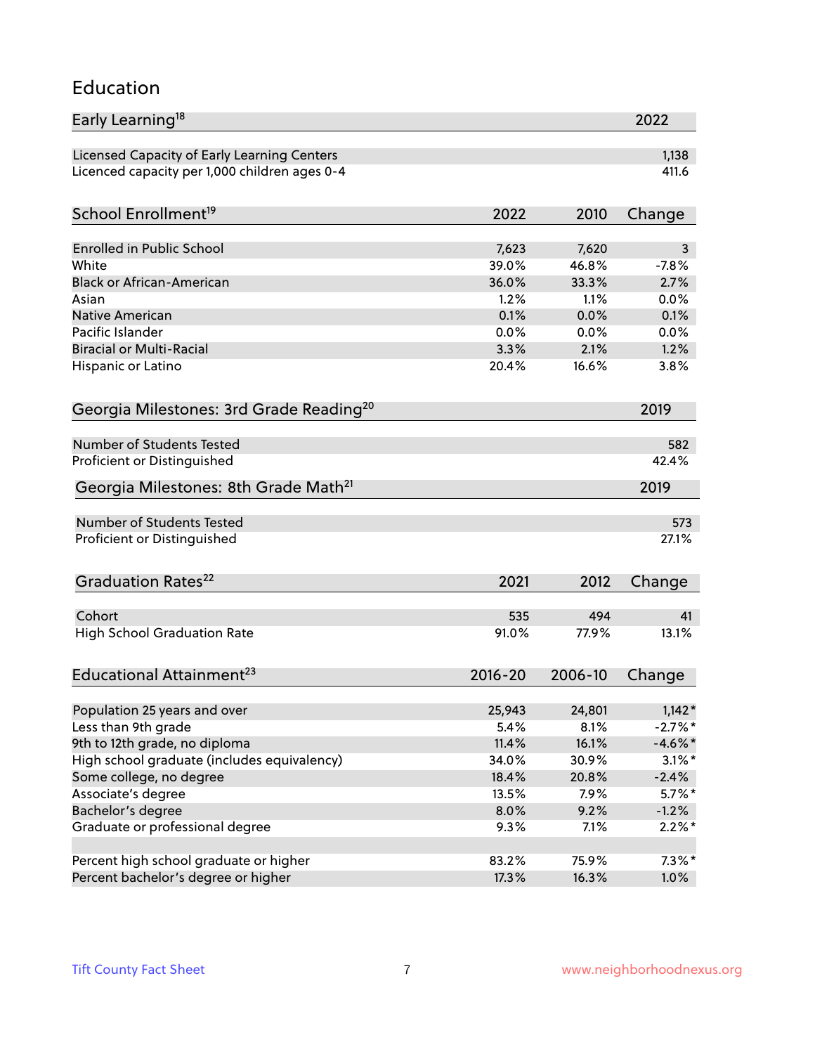# Education

| Early Learning[18] | 2022 |
| --- | --- |
| Licensed Capacity of Early Learning Centers | 1,138 |
| Licenced capacity per 1,000 children ages 0-4 | 411.6 |

| School Enrollment[19] | 2022 | 2010 | Change |
| --- | --- | --- | --- |
| Enrolled in Public School | 7,623 | 7,620 | 3 |
| White | 39.0% | 46.8% | -7.8% |
| Black or African-American | 36.0% | 33.3% | 2.7% |
| Asian | 1.2% | 1.1% | 0.0% |
| Native American | 0.1% | 0.0% | 0.1% |
| Pacific Islander | 0.0% | 0.0% | 0.0% |
| Biracial or Multi-Racial | 3.3% | 2.1% | 1.2% |
| Hispanic or Latino | 20.4% | 16.6% | 3.8% |

| Georgia Milestones: 3rd Grade Reading[20] | 2019 |
| --- | --- |
| Number of Students Tested | 582 |
| Proficient or Distinguished | 42.4% |

| Georgia Milestones: 8th Grade Math[21] | 2019 |
| --- | --- |
| Number of Students Tested | 573 |
| Proficient or Distinguished | 27.1% |

| Graduation Rates[22] | 2021 | 2012 | Change |
| --- | --- | --- | --- |
| Cohort | 535 | 494 | 41 |
| High School Graduation Rate | 91.0% | 77.9% | 13.1% |

| Educational Attainment[23] | 2016-20 | 2006-10 | Change |
| --- | --- | --- | --- |
| Population 25 years and over | 25,943 | 24,801 | 1,142* |
| Less than 9th grade | 5.4% | 8.1% | -2.7%* |
| 9th to 12th grade, no diploma | 11.4% | 16.1% | -4.6%* |
| High school graduate (includes equivalency) | 34.0% | 30.9% | 3.1%* |
| Some college, no degree | 18.4% | 20.8% | -2.4% |
| Associate's degree | 13.5% | 7.9% | 5.7%* |
| Bachelor's degree | 8.0% | 9.2% | -1.2% |
| Graduate or professional degree | 9.3% | 7.1% | 2.2%* |
| | | | |
| Percent high school graduate or higher | 83.2% | 75.9% | 7.3%* |
| Percent bachelor's degree or higher | 17.3% | 16.3% | 1.0% |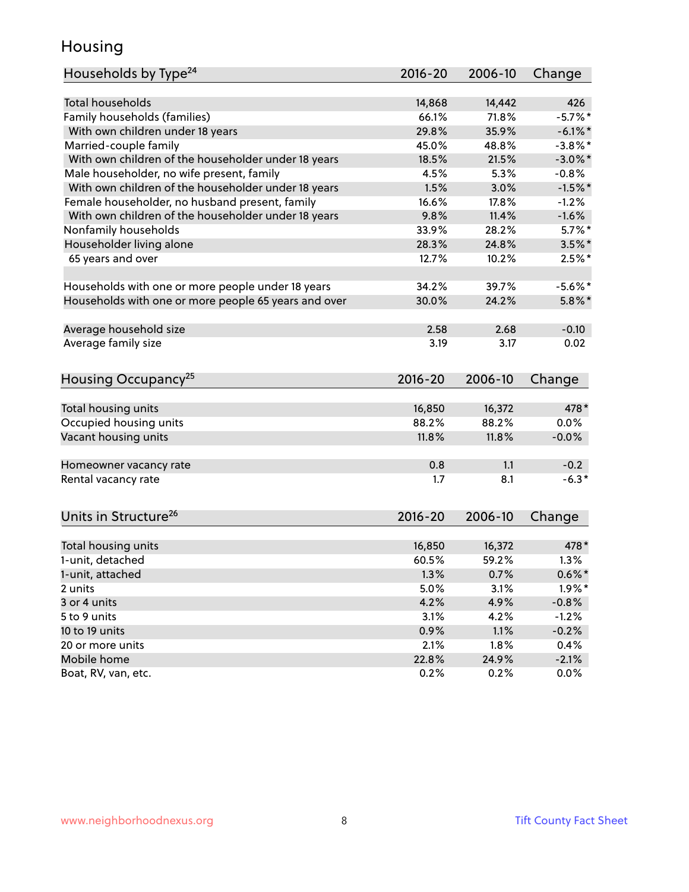## Housing

| Households by Type[24] | 2016-20 | 2006-10 | Change |
|---|---|---|---|
| Total households | 14,868 | 14,442 | 426 |
| Family households (families) | 66.1% | 71.8% | -5.7%* |
| With own children under 18 years | 29.8% | 35.9% | -6.1%* |
| Married-couple family | 45.0% | 48.8% | -3.8%* |
| With own children of the householder under 18 years | 18.5% | 21.5% | -3.0%* |
| Male householder, no wife present, family | 4.5% | 5.3% | -0.8% |
| With own children of the householder under 18 years | 1.5% | 3.0% | -1.5%* |
| Female householder, no husband present, family | 16.6% | 17.8% | -1.2% |
| With own children of the householder under 18 years | 9.8% | 11.4% | -1.6% |
| Nonfamily households | 33.9% | 28.2% | 5.7%* |
| Householder living alone | 28.3% | 24.8% | 3.5%* |
| 65 years and over | 12.7% | 10.2% | 2.5%* |
| | | | |
| Households with one or more people under 18 years | 34.2% | 39.7% | -5.6%* |
| Households with one or more people 65 years and over | 30.0% | 24.2% | 5.8%* |
| | | | |
| Average household size | 2.58 | 2.68 | -0.10 |
| Average family size | 3.19 | 3.17 | 0.02 |

| Housing Occupancy[25] | 2016-20 | 2006-10 | Change |
|---|---|---|---|
| Total housing units | 16,850 | 16,372 | 478* |
| Occupied housing units | 88.2% | 88.2% | 0.0% |
| Vacant housing units | 11.8% | 11.8% | -0.0% |
| | | | |
| Homeowner vacancy rate | 0.8 | 1.1 | -0.2 |
| Rental vacancy rate | 1.7 | 8.1 | -6.3* |

| Units in Structure[26] | 2016-20 | 2006-10 | Change |
|---|---|---|---|
| Total housing units | 16,850 | 16,372 | 478* |
| 1-unit, detached | 60.5% | 59.2% | 1.3% |
| 1-unit, attached | 1.3% | 0.7% | 0.6%* |
| 2 units | 5.0% | 3.1% | 1.9%* |
| 3 or 4 units | 4.2% | 4.9% | -0.8% |
| 5 to 9 units | 3.1% | 4.2% | -1.2% |
| 10 to 19 units | 0.9% | 1.1% | -0.2% |
| 20 or more units | 2.1% | 1.8% | 0.4% |
| Mobile home | 22.8% | 24.9% | -2.1% |
| Boat, RV, van, etc. | 0.2% | 0.2% | 0.0% |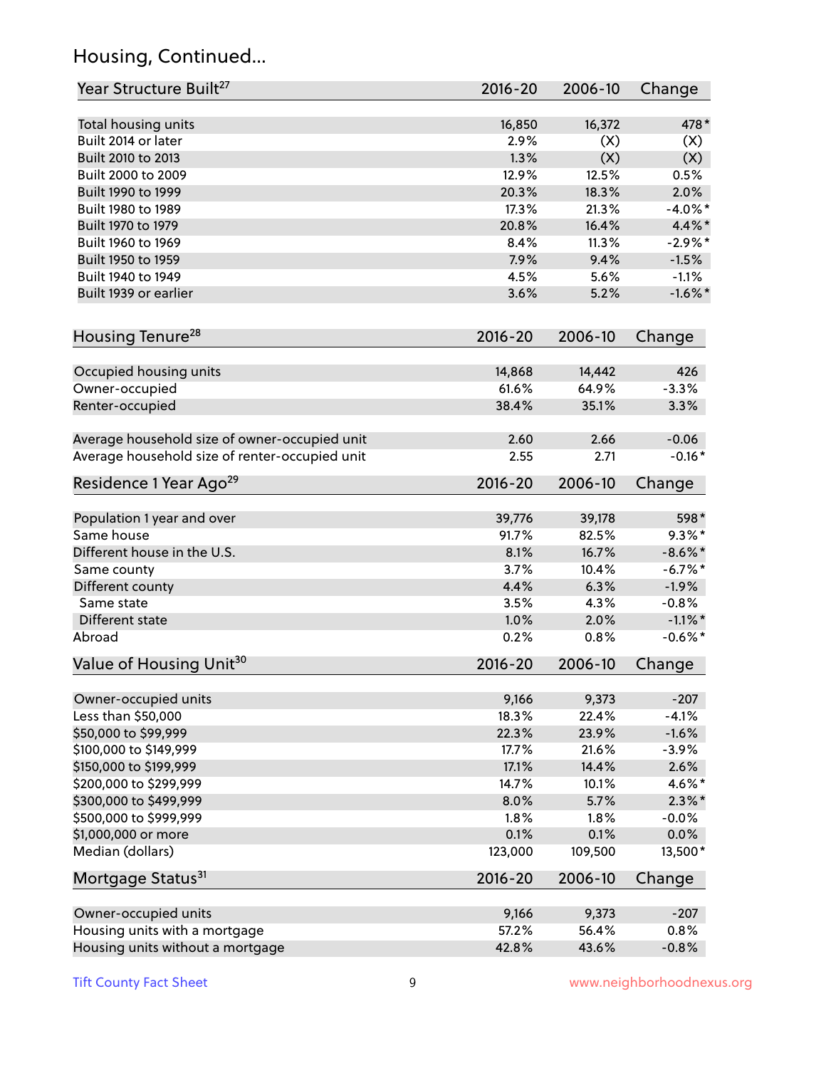## Housing, Continued...

| Year Structure Built[27] | 2016-20 | 2006-10 | Change |
|---|---|---|---|
| Total housing units | 16,850 | 16,372 | 478* |
| Built 2014 or later | 2.9% | (X) | (X) |
| Built 2010 to 2013 | 1.3% | (X) | (X) |
| Built 2000 to 2009 | 12.9% | 12.5% | 0.5% |
| Built 1990 to 1999 | 20.3% | 18.3% | 2.0% |
| Built 1980 to 1989 | 17.3% | 21.3% | -4.0%* |
| Built 1970 to 1979 | 20.8% | 16.4% | 4.4%* |
| Built 1960 to 1969 | 8.4% | 11.3% | -2.9%* |
| Built 1950 to 1959 | 7.9% | 9.4% | -1.5% |
| Built 1940 to 1949 | 4.5% | 5.6% | -1.1% |
| Built 1939 or earlier | 3.6% | 5.2% | -1.6%* |

| Housing Tenure[28] | 2016-20 | 2006-10 | Change |
|---|---|---|---|
| Occupied housing units | 14,868 | 14,442 | 426 |
| Owner-occupied | 61.6% | 64.9% | -3.3% |
| Renter-occupied | 38.4% | 35.1% | 3.3% |
| Average household size of owner-occupied unit | 2.60 | 2.66 | -0.06 |
| Average household size of renter-occupied unit | 2.55 | 2.71 | -0.16* |

| Residence 1 Year Ago[29] | 2016-20 | 2006-10 | Change |
|---|---|---|---|
| Population 1 year and over | 39,776 | 39,178 | 598* |
| Same house | 91.7% | 82.5% | 9.3%* |
| Different house in the U.S. | 8.1% | 16.7% | -8.6%* |
| Same county | 3.7% | 10.4% | -6.7%* |
| Different county | 4.4% | 6.3% | -1.9% |
| Same state | 3.5% | 4.3% | -0.8% |
| Different state | 1.0% | 2.0% | -1.1%* |
| Abroad | 0.2% | 0.8% | -0.6%* |

| Value of Housing Unit[30] | 2016-20 | 2006-10 | Change |
|---|---|---|---|
| Owner-occupied units | 9,166 | 9,373 | -207 |
| Less than $50,000 | 18.3% | 22.4% | -4.1% |
| $50,000 to $99,999 | 22.3% | 23.9% | -1.6% |
| $100,000 to $149,999 | 17.7% | 21.6% | -3.9% |
| $150,000 to $199,999 | 17.1% | 14.4% | 2.6% |
| $200,000 to $299,999 | 14.7% | 10.1% | 4.6%* |
| $300,000 to $499,999 | 8.0% | 5.7% | 2.3%* |
| $500,000 to $999,999 | 1.8% | 1.8% | -0.0% |
| $1,000,000 or more | 0.1% | 0.1% | 0.0% |
| Median (dollars) | 123,000 | 109,500 | 13,500* |

| Mortgage Status[31] | 2016-20 | 2006-10 | Change |
|---|---|---|---|
| Owner-occupied units | 9,166 | 9,373 | -207 |
| Housing units with a mortgage | 57.2% | 56.4% | 0.8% |
| Housing units without a mortgage | 42.8% | 43.6% | -0.8% |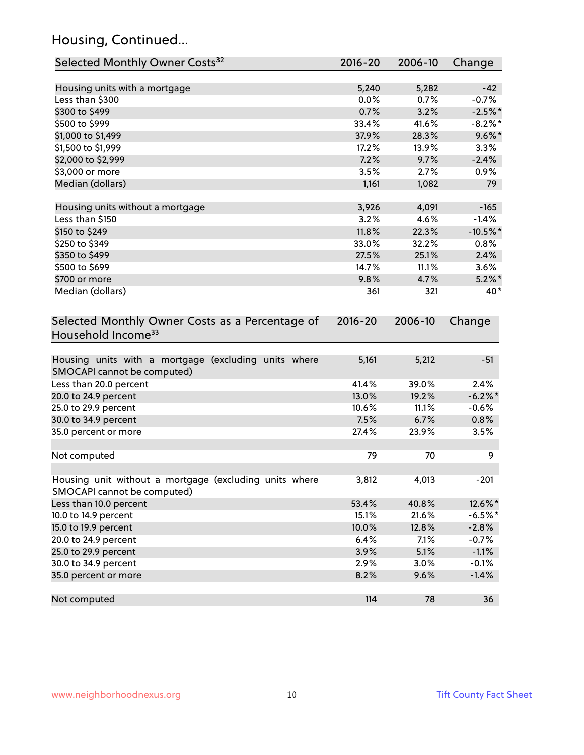## Housing, Continued...

| Selected Monthly Owner Costs[32] | 2016-20 | 2006-10 | Change |
|---|---|---|---|
| Housing units with a mortgage | 5,240 | 5,282 | -42 |
| Less than $300 | 0.0% | 0.7% | -0.7% |
| $300 to $499 | 0.7% | 3.2% | -2.5%* |
| $500 to $999 | 33.4% | 41.6% | -8.2%* |
| $1,000 to $1,499 | 37.9% | 28.3% | 9.6%* |
| $1,500 to $1,999 | 17.2% | 13.9% | 3.3% |
| $2,000 to $2,999 | 7.2% | 9.7% | -2.4% |
| $3,000 or more | 3.5% | 2.7% | 0.9% |
| Median (dollars) | 1,161 | 1,082 | 79 |
| | | | |
| Housing units without a mortgage | 3,926 | 4,091 | -165 |
| Less than $150 | 3.2% | 4.6% | -1.4% |
| $150 to $249 | 11.8% | 22.3% | -10.5%* |
| $250 to $349 | 33.0% | 32.2% | 0.8% |
| $350 to $499 | 27.5% | 25.1% | 2.4% |
| $500 to $699 | 14.7% | 11.1% | 3.6% |
| $700 or more | 9.8% | 4.7% | 5.2%* |
| Median (dollars) | 361 | 321 | 40* |

| Selected Monthly Owner Costs as a Percentage of Household Income[33] | 2016-20 | 2006-10 | Change |
|---|---|---|---|
| Housing units with a mortgage (excluding units where SMOCAPI cannot be computed) | 5,161 | 5,212 | -51 |
| Less than 20.0 percent | 41.4% | 39.0% | 2.4% |
| 20.0 to 24.9 percent | 13.0% | 19.2% | -6.2%* |
| 25.0 to 29.9 percent | 10.6% | 11.1% | -0.6% |
| 30.0 to 34.9 percent | 7.5% | 6.7% | 0.8% |
| 35.0 percent or more | 27.4% | 23.9% | 3.5% |
| | | | |
| Not computed | 79 | 70 | 9 |
| | | | |
| Housing unit without a mortgage (excluding units where SMOCAPI cannot be computed) | 3,812 | 4,013 | -201 |
| Less than 10.0 percent | 53.4% | 40.8% | 12.6%* |
| 10.0 to 14.9 percent | 15.1% | 21.6% | -6.5%* |
| 15.0 to 19.9 percent | 10.0% | 12.8% | -2.8% |
| 20.0 to 24.9 percent | 6.4% | 7.1% | -0.7% |
| 25.0 to 29.9 percent | 3.9% | 5.1% | -1.1% |
| 30.0 to 34.9 percent | 2.9% | 3.0% | -0.1% |
| 35.0 percent or more | 8.2% | 9.6% | -1.4% |
| | | | |
| Not computed | 114 | 78 | 36 |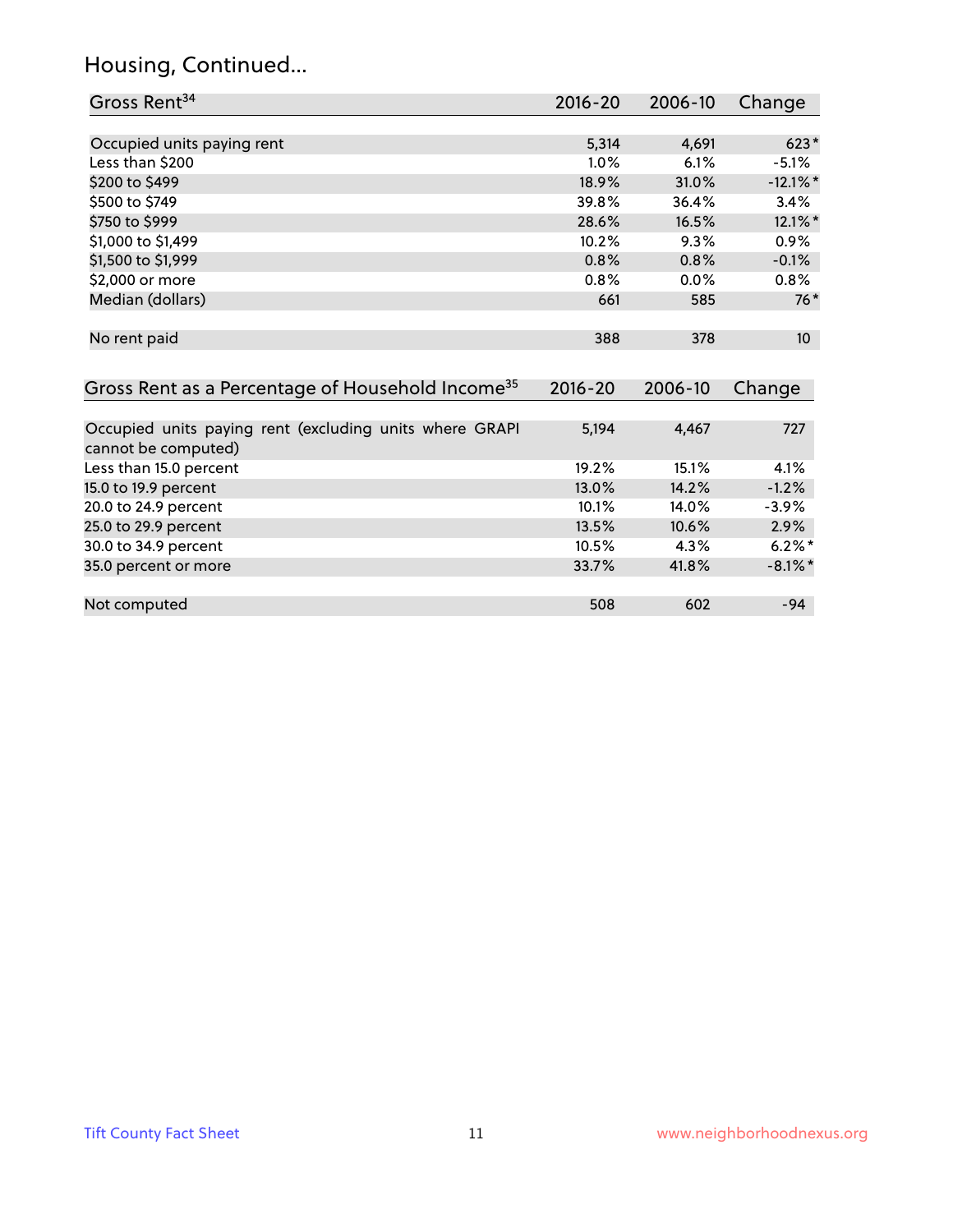## Housing, Continued...

| Gross Rent[34] | 2016-20 | 2006-10 | Change |
|---|---|---|---|
| Occupied units paying rent | 5,314 | 4,691 | 623* |
| Less than $200 | 1.0% | 6.1% | -5.1% |
| $200 to $499 | 18.9% | 31.0% | -12.1%* |
| $500 to $749 | 39.8% | 36.4% | 3.4% |
| $750 to $999 | 28.6% | 16.5% | 12.1%* |
| $1,000 to $1,499 | 10.2% | 9.3% | 0.9% |
| $1,500 to $1,999 | 0.8% | 0.8% | -0.1% |
| $2,000 or more | 0.8% | 0.0% | 0.8% |
| Median (dollars) | 661 | 585 | 76* |
| No rent paid | 388 | 378 | 10 |

| Gross Rent as a Percentage of Household Income[35] | 2016-20 | 2006-10 | Change |
|---|---|---|---|
| Occupied units paying rent (excluding units where GRAPI cannot be computed) | 5,194 | 4,467 | 727 |
| Less than 15.0 percent | 19.2% | 15.1% | 4.1% |
| 15.0 to 19.9 percent | 13.0% | 14.2% | -1.2% |
| 20.0 to 24.9 percent | 10.1% | 14.0% | -3.9% |
| 25.0 to 29.9 percent | 13.5% | 10.6% | 2.9% |
| 30.0 to 34.9 percent | 10.5% | 4.3% | 6.2%* |
| 35.0 percent or more | 33.7% | 41.8% | -8.1%* |
| Not computed | 508 | 602 | -94 |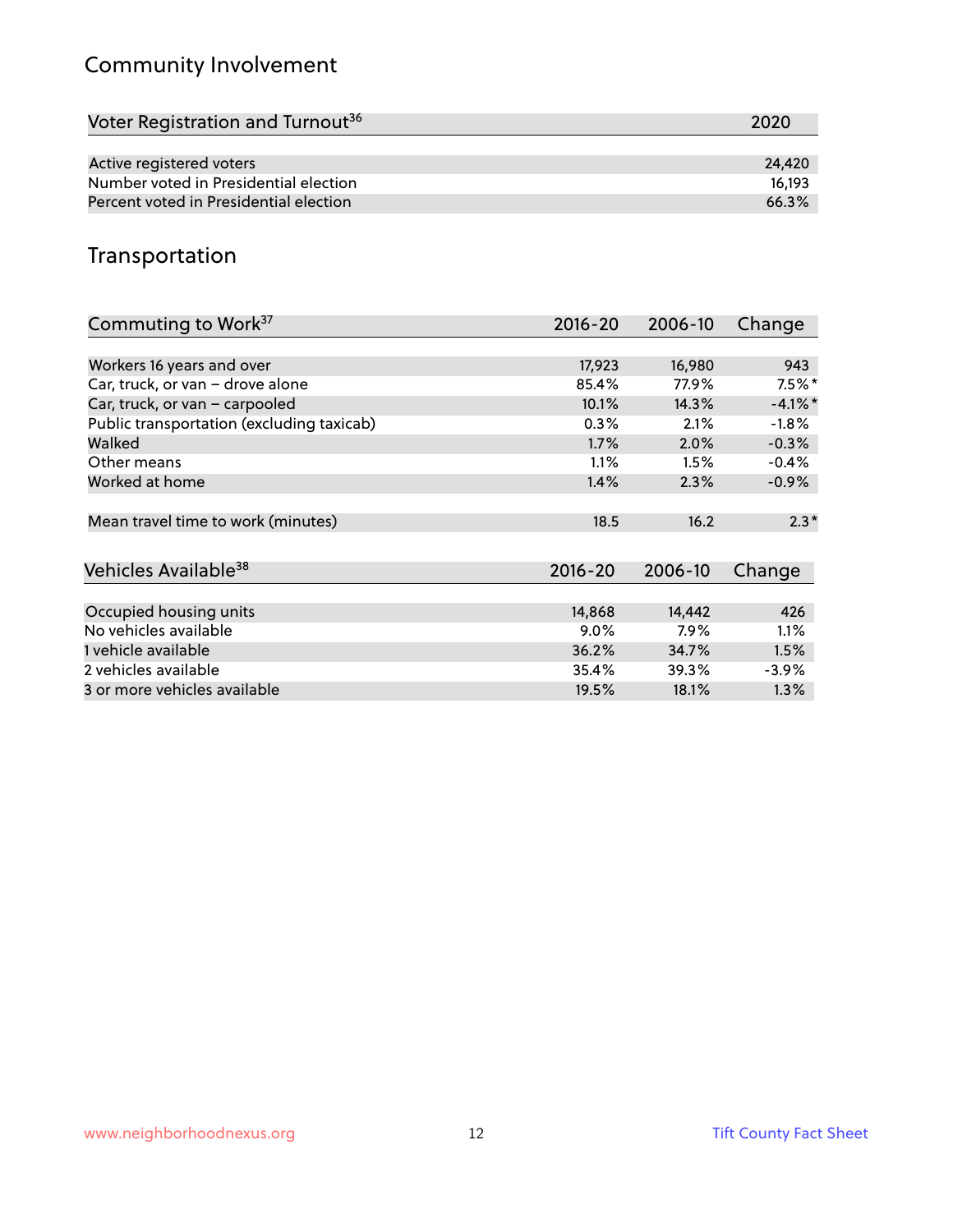## Community Involvement

| Voter Registration and Turnout[36] | 2020 |
|---|---|
| Active registered voters | 24,420 |
| Number voted in Presidential election | 16,193 |
| Percent voted in Presidential election | 66.3% |

## Transportation

| Commuting to Work[37] | 2016-20 | 2006-10 | Change |
|---|---|---|---|
| Workers 16 years and over | 17,923 | 16,980 | 943 |
| Car, truck, or van – drove alone | 85.4% | 77.9% | 7.5%* |
| Car, truck, or van – carpooled | 10.1% | 14.3% | -4.1%* |
| Public transportation (excluding taxicab) | 0.3% | 2.1% | -1.8% |
| Walked | 1.7% | 2.0% | -0.3% |
| Other means | 1.1% | 1.5% | -0.4% |
| Worked at home | 1.4% | 2.3% | -0.9% |
| Mean travel time to work (minutes) | 18.5 | 16.2 | 2.3* |

| Vehicles Available[38] | 2016-20 | 2006-10 | Change |
|---|---|---|---|
| Occupied housing units | 14,868 | 14,442 | 426 |
| No vehicles available | 9.0% | 7.9% | 1.1% |
| 1 vehicle available | 36.2% | 34.7% | 1.5% |
| 2 vehicles available | 35.4% | 39.3% | -3.9% |
| 3 or more vehicles available | 19.5% | 18.1% | 1.3% |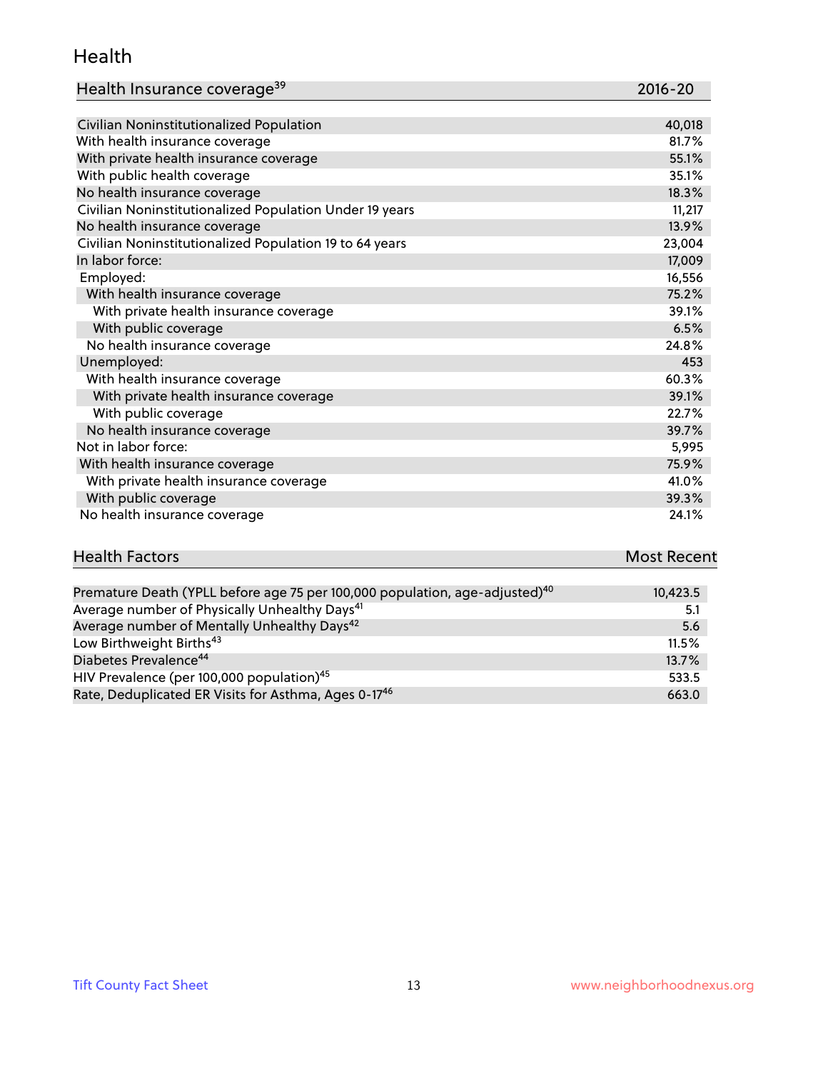## Health

| Health Insurance coverage[39] | 2016-20 |
|---|---|
| Civilian Noninstitutionalized Population | 40,018 |
| With health insurance coverage | 81.7% |
| With private health insurance coverage | 55.1% |
| With public health coverage | 35.1% |
| No health insurance coverage | 18.3% |
| Civilian Noninstitutionalized Population Under 19 years | 11,217 |
| No health insurance coverage | 13.9% |
| Civilian Noninstitutionalized Population 19 to 64 years | 23,004 |
| In labor force: | 17,009 |
| Employed: | 16,556 |
| With health insurance coverage | 75.2% |
| With private health insurance coverage | 39.1% |
| With public coverage | 6.5% |
| No health insurance coverage | 24.8% |
| Unemployed: | 453 |
| With health insurance coverage | 60.3% |
| With private health insurance coverage | 39.1% |
| With public coverage | 22.7% |
| No health insurance coverage | 39.7% |
| Not in labor force: | 5,995 |
| With health insurance coverage | 75.9% |
| With private health insurance coverage | 41.0% |
| With public coverage | 39.3% |
| No health insurance coverage | 24.1% |

| Health Factors | Most Recent |
|---|---|
| Premature Death (YPLL before age 75 per 100,000 population, age-adjusted)[40] | 10,423.5 |
| Average number of Physically Unhealthy Days[41] | 5.1 |
| Average number of Mentally Unhealthy Days[42] | 5.6 |
| Low Birthweight Births[43] | 11.5% |
| Diabetes Prevalence[44] | 13.7% |
| HIV Prevalence (per 100,000 population)[45] | 533.5 |
| Rate, Deduplicated ER Visits for Asthma, Ages 0-17[46] | 663.0 |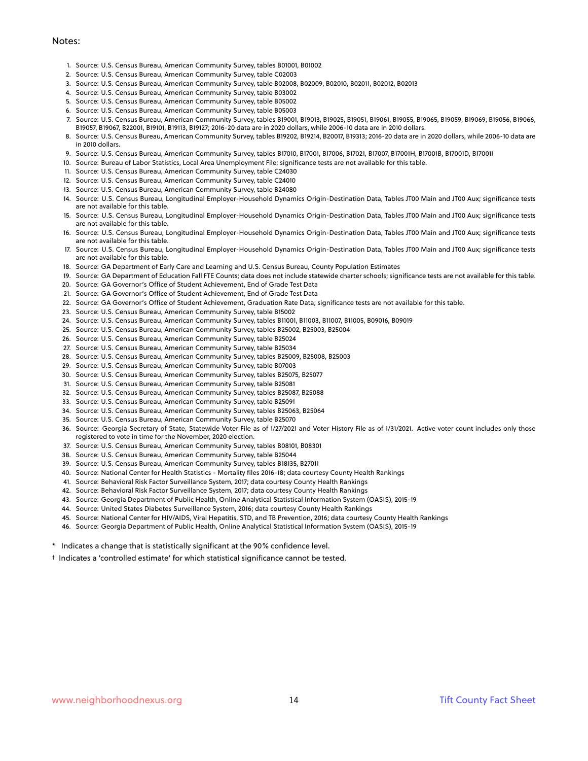Notes:

1. Source: U.S. Census Bureau, American Community Survey, tables B01001, B01002
2. Source: U.S. Census Bureau, American Community Survey, table C02003
3. Source: U.S. Census Bureau, American Community Survey, table B02008, B02009, B02010, B02011, B02012, B02013
4. Source: U.S. Census Bureau, American Community Survey, table B03002
5. Source: U.S. Census Bureau, American Community Survey, table B05002
6. Source: U.S. Census Bureau, American Community Survey, table B05003
7. Source: U.S. Census Bureau, American Community Survey, tables B19001, B19013, B19025, B19051, B19061, B19055, B19065, B19059, B19069, B19056, B19066, B19057, B19067, B22001, B19101, B19113, B19127; 2016-20 data are in 2020 dollars, while 2006-10 data are in 2010 dollars.
8. Source: U.S. Census Bureau, American Community Survey, tables B19202, B19214, B20017, B19313; 2016-20 data are in 2020 dollars, while 2006-10 data are in 2010 dollars.
9. Source: U.S. Census Bureau, American Community Survey, tables B17010, B17001, B17006, B17021, B17007, B17001H, B17001B, B17001D, B17001I
10. Source: Bureau of Labor Statistics, Local Area Unemployment File; significance tests are not available for this table.
11. Source: U.S. Census Bureau, American Community Survey, table C24030
12. Source: U.S. Census Bureau, American Community Survey, table C24010
13. Source: U.S. Census Bureau, American Community Survey, table B24080
14. Source: U.S. Census Bureau, Longitudinal Employer-Household Dynamics Origin-Destination Data, Tables JT00 Main and JT00 Aux; significance tests are not available for this table.
15. Source: U.S. Census Bureau, Longitudinal Employer-Household Dynamics Origin-Destination Data, Tables JT00 Main and JT00 Aux; significance tests are not available for this table.
16. Source: U.S. Census Bureau, Longitudinal Employer-Household Dynamics Origin-Destination Data, Tables JT00 Main and JT00 Aux; significance tests are not available for this table.
17. Source: U.S. Census Bureau, Longitudinal Employer-Household Dynamics Origin-Destination Data, Tables JT00 Main and JT00 Aux; significance tests are not available for this table.
18. Source: GA Department of Early Care and Learning and U.S. Census Bureau, County Population Estimates
19. Source: GA Department of Education Fall FTE Counts; data does not include statewide charter schools; significance tests are not available for this table.
20. Source: GA Governor's Office of Student Achievement, End of Grade Test Data
21. Source: GA Governor's Office of Student Achievement, End of Grade Test Data
22. Source: GA Governor's Office of Student Achievement, Graduation Rate Data; significance tests are not available for this table.
23. Source: U.S. Census Bureau, American Community Survey, table B15002
24. Source: U.S. Census Bureau, American Community Survey, tables B11001, B11003, B11007, B11005, B09016, B09019
25. Source: U.S. Census Bureau, American Community Survey, tables B25002, B25003, B25004
26. Source: U.S. Census Bureau, American Community Survey, table B25024
27. Source: U.S. Census Bureau, American Community Survey, table B25034
28. Source: U.S. Census Bureau, American Community Survey, tables B25009, B25008, B25003
29. Source: U.S. Census Bureau, American Community Survey, table B07003
30. Source: U.S. Census Bureau, American Community Survey, tables B25075, B25077
31. Source: U.S. Census Bureau, American Community Survey, table B25081
32. Source: U.S. Census Bureau, American Community Survey, tables B25087, B25088
33. Source: U.S. Census Bureau, American Community Survey, table B25091
34. Source: U.S. Census Bureau, American Community Survey, tables B25063, B25064
35. Source: U.S. Census Bureau, American Community Survey, table B25070
36. Source: Georgia Secretary of State, Statewide Voter File as of 1/27/2021 and Voter History File as of 1/31/2021. Active voter count includes only those registered to vote in time for the November, 2020 election.
37. Source: U.S. Census Bureau, American Community Survey, tables B08101, B08301
38. Source: U.S. Census Bureau, American Community Survey, table B25044
39. Source: U.S. Census Bureau, American Community Survey, tables B18135, B27011
40. Source: National Center for Health Statistics - Mortality files 2016-18; data courtesy County Health Rankings
41. Source: Behavioral Risk Factor Surveillance System, 2017; data courtesy County Health Rankings
42. Source: Behavioral Risk Factor Surveillance System, 2017; data courtesy County Health Rankings
43. Source: Georgia Department of Public Health, Online Analytical Statistical Information System (OASIS), 2015-19
44. Source: United States Diabetes Surveillance System, 2016; data courtesy County Health Rankings
45. Source: National Center for HIV/AIDS, Viral Hepatitis, STD, and TB Prevention, 2016; data courtesy County Health Rankings
46. Source: Georgia Department of Public Health, Online Analytical Statistical Information System (OASIS), 2015-19

\* Indicates a change that is statistically significant at the 90% confidence level.

† Indicates a 'controlled estimate' for which statistical significance cannot be tested.